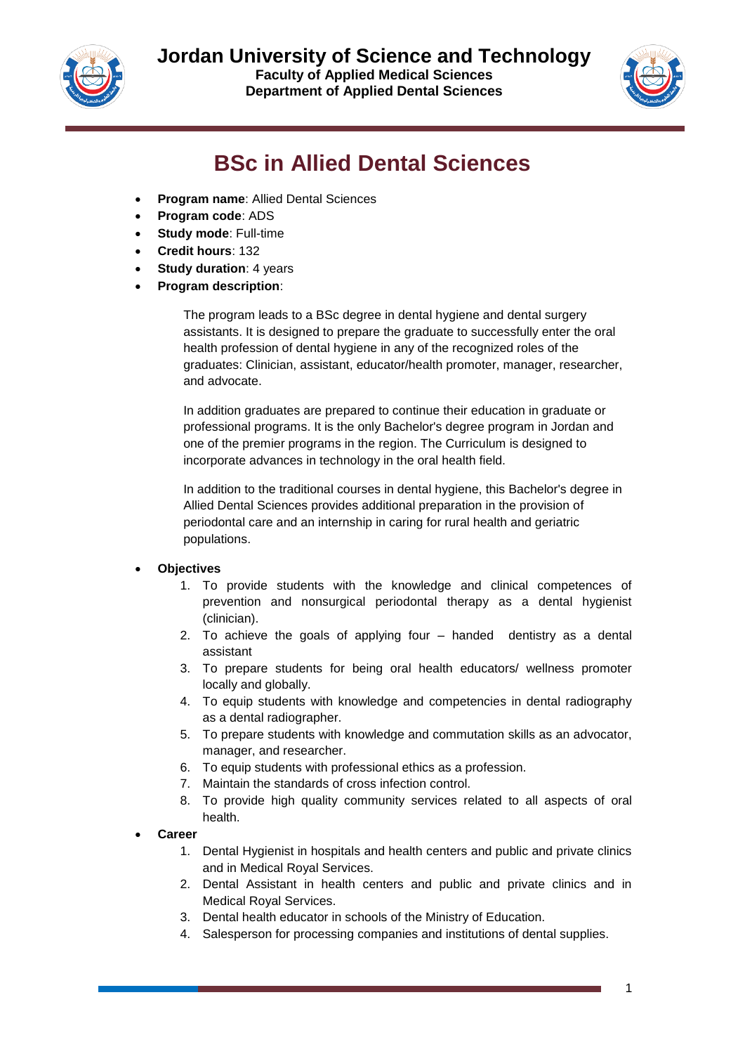# Jordan University of Science and Technology

**Faculty of Applied Medical Sciences**
**Department of Applied Dental Sciences**

## BSc in Allied Dental Sciences

- **Program name**: Allied Dental Sciences
- **Program code**: ADS
- **Study mode**: Full-time
- **Credit hours**: 132
- **Study duration**: 4 years
- **Program description**:

  The program leads to a BSc degree in dental hygiene and dental surgery assistants. It is designed to prepare the graduate to successfully enter the oral health profession of dental hygiene in any of the recognized roles of the graduates: Clinician, assistant, educator/health promoter, manager, researcher, and advocate.

  In addition graduates are prepared to continue their education in graduate or professional programs. It is the only Bachelor's degree program in Jordan and one of the premier programs in the region. The Curriculum is designed to incorporate advances in technology in the oral health field.

  In addition to the traditional courses in dental hygiene, this Bachelor's degree in Allied Dental Sciences provides additional preparation in the provision of periodontal care and an internship in caring for rural health and geriatric populations.

- **Objectives**
  1. To provide students with the knowledge and clinical competences of prevention and nonsurgical periodontal therapy as a dental hygienist (clinician).
  2. To achieve the goals of applying four – handed dentistry as a dental assistant
  3. To prepare students for being oral health educators/ wellness promoter locally and globally.
  4. To equip students with knowledge and competencies in dental radiography as a dental radiographer.
  5. To prepare students with knowledge and commutation skills as an advocator, manager, and researcher.
  6. To equip students with professional ethics as a profession.
  7. Maintain the standards of cross infection control.
  8. To provide high quality community services related to all aspects of oral health.
- **Career**
  1. Dental Hygienist in hospitals and health centers and public and private clinics and in Medical Royal Services.
  2. Dental Assistant in health centers and public and private clinics and in Medical Royal Services.
  3. Dental health educator in schools of the Ministry of Education.
  4. Salesperson for processing companies and institutions of dental supplies.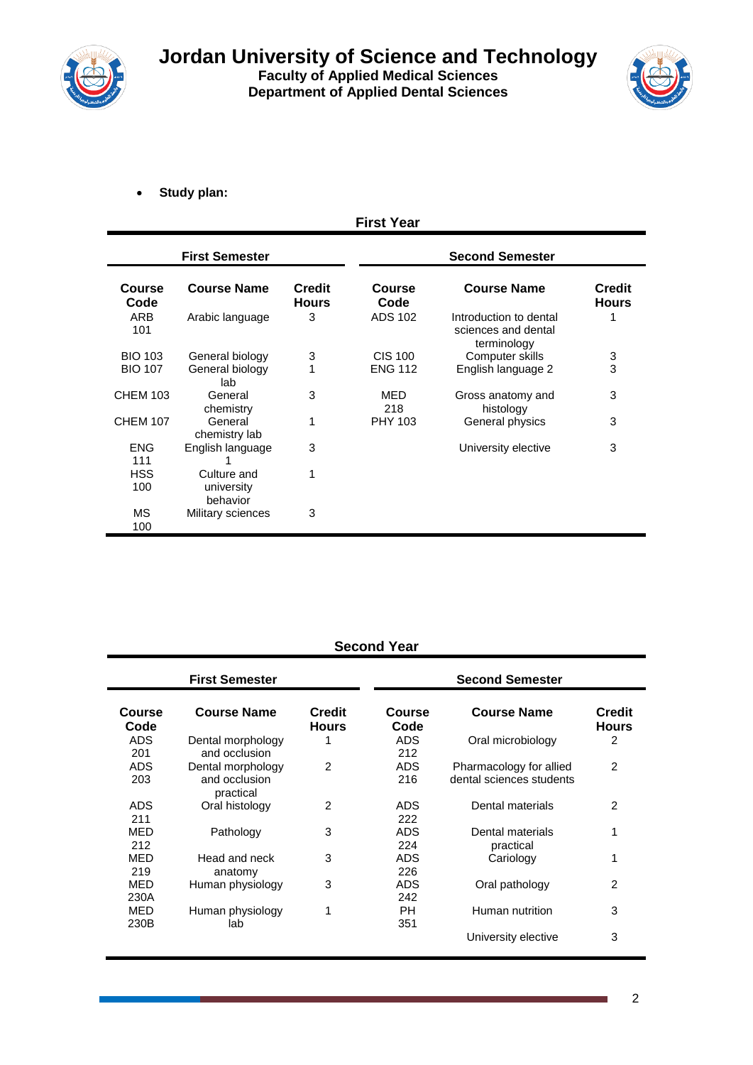# Jordan University of Science and Technology

## Faculty of Applied Medical Sciences

## Department of Applied Dental Sciences

- **Study plan:**

### First Year

| First Semester | | | Second Semester | | |
|---|---|---|---|---|---|
| **Course Code** | **Course Name** | **Credit Hours** | **Course Code** | **Course Name** | **Credit Hours** |
| ARB 101 | Arabic language | 3 | ADS 102 | Introduction to dental sciences and dental terminology | 1 |
| BIO 103 | General biology | 3 | CIS 100 | Computer skills | 3 |
| BIO 107 | General biology lab | 1 | ENG 112 | English language 2 | 3 |
| CHEM 103 | General chemistry | 3 | MED 218 | Gross anatomy and histology | 3 |
| CHEM 107 | General chemistry lab | 1 | PHY 103 | General physics | 3 |
| ENG 111 | English language 1 | 3 | | University elective | 3 |
| HSS 100 | Culture and university behavior | 1 | | | |
| MS 100 | Military sciences | 3 | | | |

### Second Year

| First Semester | | | Second Semester | | |
|---|---|---|---|---|---|
| **Course Code** | **Course Name** | **Credit Hours** | **Course Code** | **Course Name** | **Credit Hours** |
| ADS 201 | Dental morphology and occlusion | 1 | ADS 212 | Oral microbiology | 2 |
| ADS 203 | Dental morphology and occlusion practical | 2 | ADS 216 | Pharmacology for allied dental sciences students | 2 |
| ADS 211 | Oral histology | 2 | ADS 222 | Dental materials | 2 |
| MED 212 | Pathology | 3 | ADS 224 | Dental materials practical | 1 |
| MED 219 | Head and neck anatomy | 3 | ADS 226 | Cariology | 1 |
| MED 230A | Human physiology | 3 | ADS 242 | Oral pathology | 2 |
| MED 230B | Human physiology lab | 1 | PH 351 | Human nutrition | 3 |
| | | | | University elective | 3 |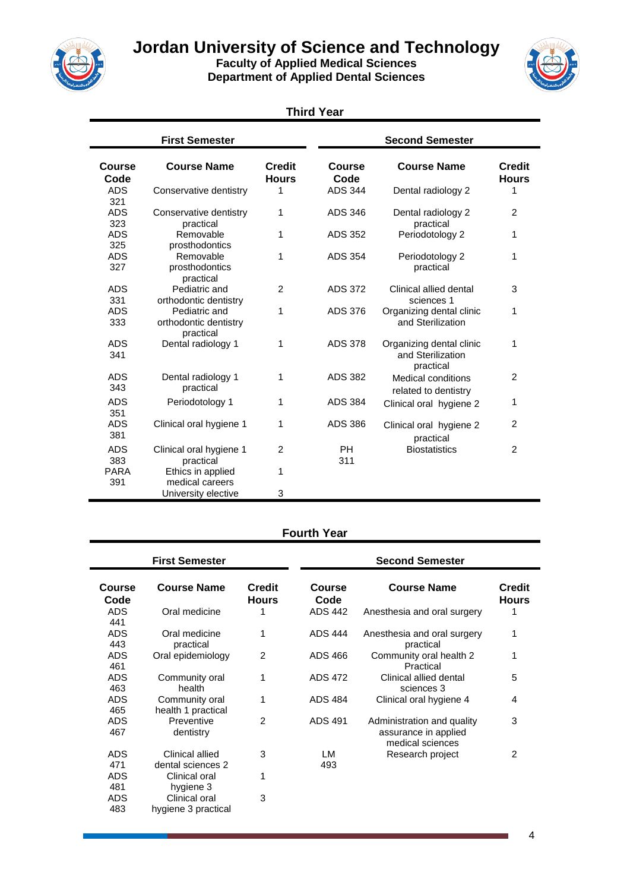# Jordan University of Science and Technology

**Faculty of Applied Medical Sciences**
**Department of Applied Dental Sciences**

## Third Year

| First Semester | | | Second Semester | | |
|---|---|---|---|---|---|
| **Course Code** | **Course Name** | **Credit Hours** | **Course Code** | **Course Name** | **Credit Hours** |
| ADS 321 | Conservative dentistry | 1 | ADS 344 | Dental radiology 2 | 1 |
| ADS 323 | Conservative dentistry practical | 1 | ADS 346 | Dental radiology 2 practical | 2 |
| ADS 325 | Removable prosthodontics | 1 | ADS 352 | Periodotology 2 | 1 |
| ADS 327 | Removable prosthodontics practical | 1 | ADS 354 | Periodotology 2 practical | 1 |
| ADS 331 | Pediatric and orthodontic dentistry | 2 | ADS 372 | Clinical allied dental sciences 1 | 3 |
| ADS 333 | Pediatric and orthodontic dentistry practical | 1 | ADS 376 | Organizing dental clinic and Sterilization | 1 |
| ADS 341 | Dental radiology 1 | 1 | ADS 378 | Organizing dental clinic and Sterilization practical | 1 |
| ADS 343 | Dental radiology 1 practical | 1 | ADS 382 | Medical conditions related to dentistry | 2 |
| ADS 351 | Periodotology 1 | 1 | ADS 384 | Clinical oral hygiene 2 | 1 |
| ADS 381 | Clinical oral hygiene 1 | 1 | ADS 386 | Clinical oral hygiene 2 practical | 2 |
| ADS 383 | Clinical oral hygiene 1 practical | 2 | PH 311 | Biostatistics | 2 |
| PARA 391 | Ethics in applied medical careers | 1 | | | |
| | University elective | 3 | | | |

## Fourth Year

| First Semester | | | Second Semester | | |
|---|---|---|---|---|---|
| **Course Code** | **Course Name** | **Credit Hours** | **Course Code** | **Course Name** | **Credit Hours** |
| ADS 441 | Oral medicine | 1 | ADS 442 | Anesthesia and oral surgery | 1 |
| ADS 443 | Oral medicine practical | 1 | ADS 444 | Anesthesia and oral surgery practical | 1 |
| ADS 461 | Oral epidemiology | 2 | ADS 466 | Community oral health 2 Practical | 1 |
| ADS 463 | Community oral health | 1 | ADS 472 | Clinical allied dental sciences 3 | 5 |
| ADS 465 | Community oral health 1 practical | 1 | ADS 484 | Clinical oral hygiene 4 | 4 |
| ADS 467 | Preventive dentistry | 2 | ADS 491 | Administration and quality assurance in applied medical sciences | 3 |
| ADS 471 | Clinical allied dental sciences 2 | 3 | LM 493 | Research project | 2 |
| ADS 481 | Clinical oral hygiene 3 | 1 | | | |
| ADS 483 | Clinical oral hygiene 3 practical | 3 | | | |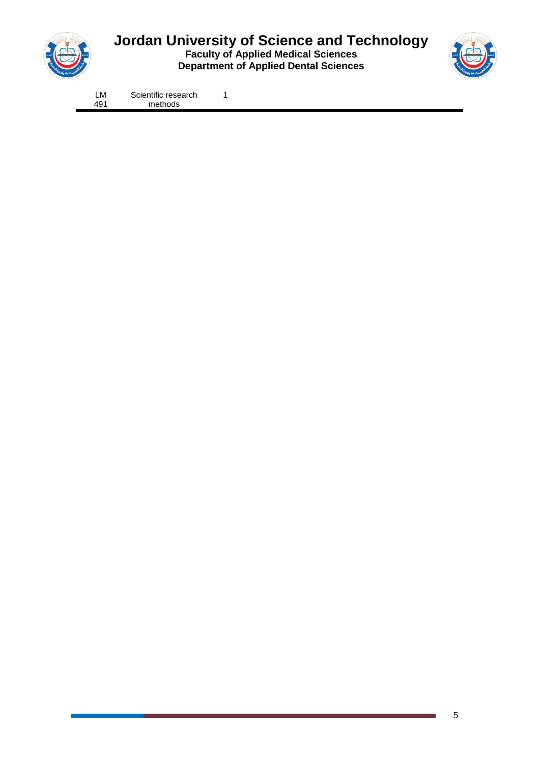| | | |
|---|---|---|
| LM 491 | Scientific research methods | 1 |